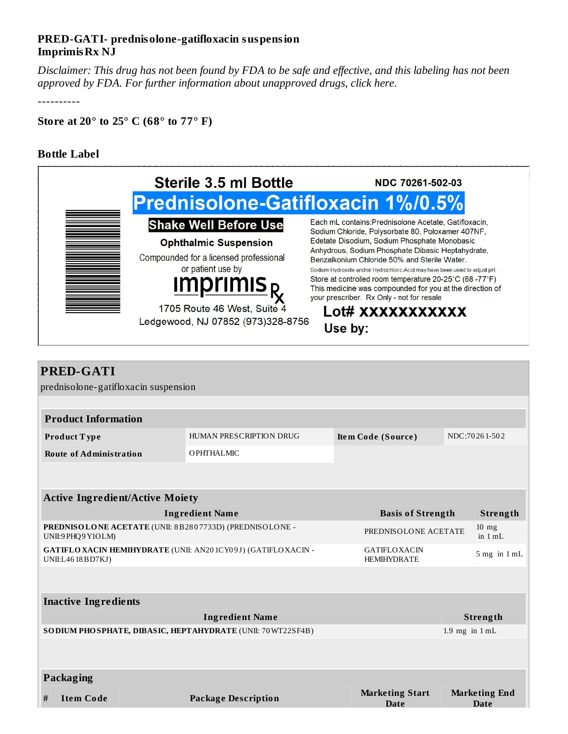**PRED-GATI- prednisolone-gatifloxacin suspension**
**Imprimis Rx NJ**

*Disclaimer: This drug has not been found by FDA to be safe and effective, and this labeling has not been approved by FDA. For further information about unapproved drugs, click here.*

----------

**Store at 20° to 25° C (68° to 77° F)**

**Bottle Label**

Sterile 3.5 ml Bottle

NDC 70261-502-03

Prednisolone-Gatifloxacin 1%/0.5%

Shake Well Before Use

Ophthalmic Suspension

Compounded for a licensed professional or patient use by

imprimis Rx

1705 Route 46 West, Suite 4
Ledgewood, NJ 07852 (973)328-8756

Each mL contains:Prednisolone Acetate, Gatifloxacin, Sodium Chloride, Polysorbate 80, Poloxamer 407NF, Edetate Disodium, Sodium Phosphate Monobasic Anhydrous, Sodium Phosphate Dibasic Heptahydrate, Benzalkonium Chloride 50% and Sterile Water.

Sodium Hydroxide and/or Hydrochloric Acid may have been used to adjust pH.

Store at controlled room temperature 20-25°C (68 -77°F)

This medicine was compounded for you at the direction of your prescriber. Rx Only - not for resale

Lot# XXXXXXXXXX

Use by:

## PRED-GATI

prednisolone-gatifloxacin suspension

| **Product Information** | | | |
|---|---|---|---|
| **Product Type** | HUMAN PRESCRIPTION DRUG | **Item Code (Source)** | NDC:70261-502 |
| **Route of Administration** | OPHTHALMIC | | |

| **Active Ingredient/Active Moiety** | | |
|---|---|---|
| **Ingredient Name** | **Basis of Strength** | **Strength** |
| **PREDNISOLONE ACETATE** (UNII: 8B2807733D) (PREDNISOLONE - UNII:9PHQ9Y1OLM) | PREDNISOLONE ACETATE | 10 mg in 1 mL |
| **GATIFLOXACIN HEMIHYDRATE** (UNII: AN201CY09J) (GATIFLOXACIN - UNII:L4618BD7KJ) | GATIFLOXACIN HEMIHYDRATE | 5 mg in 1 mL |

| **Inactive Ingredients** | |
|---|---|
| **Ingredient Name** | **Strength** |
| **SODIUM PHOSPHATE, DIBASIC, HEPTAHYDRATE** (UNII: 70WT22SF4B) | 1.9 mg in 1 mL |

| **Packaging** | | | | |
|---|---|---|---|---|
| **#** | **Item Code** | **Package Description** | **Marketing Start Date** | **Marketing End Date** |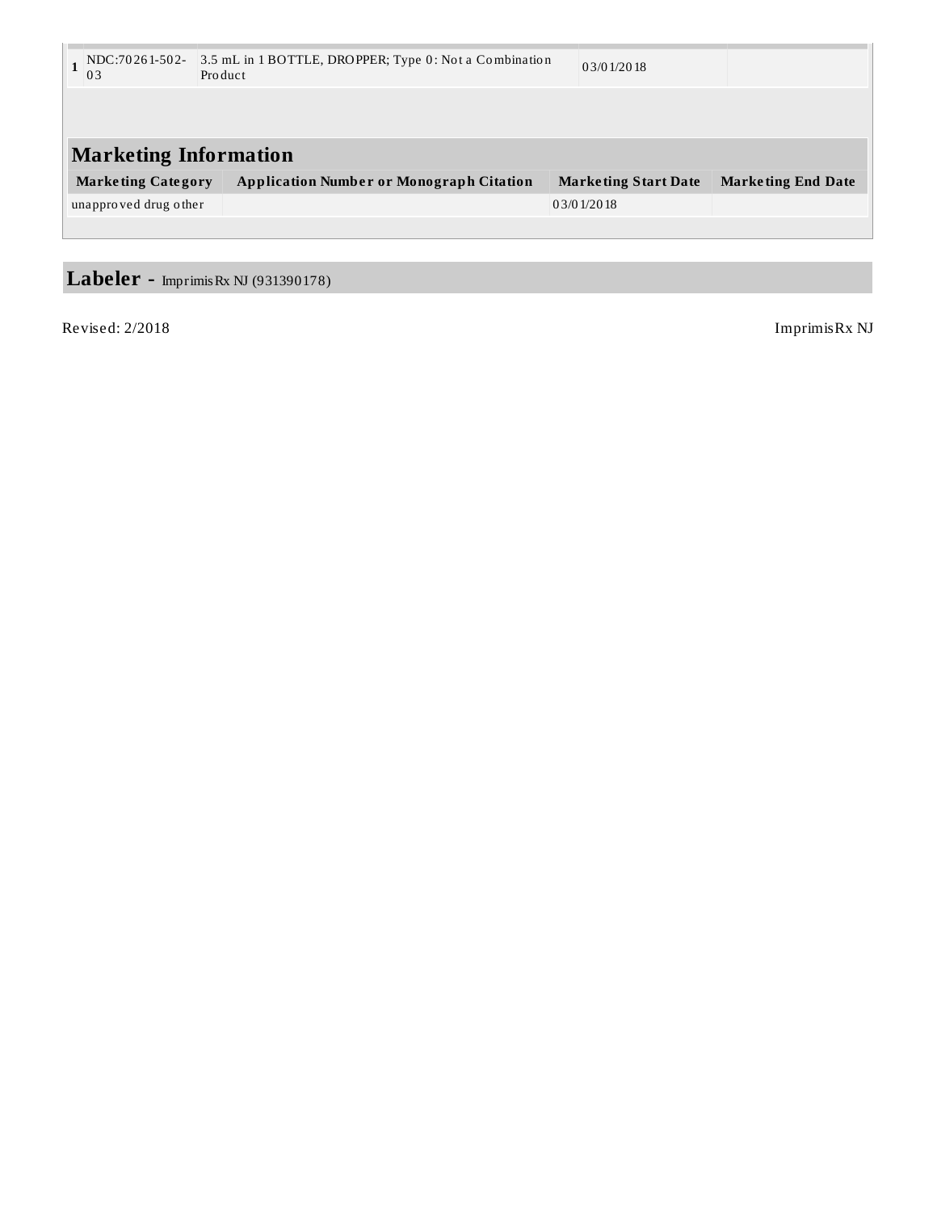| # | Item Code | Package Description | Marketing Start Date | Marketing End Date |
|---|---|---|---|---|
| 1 | NDC:70261-502-03 | 3.5 mL in 1 BOTTLE, DROPPER; Type 0: Not a Combination Product | 03/01/2018 | |

## Marketing Information

| Marketing Category | Application Number or Monograph Citation | Marketing Start Date | Marketing End Date |
|---|---|---|---|
| unapproved drug other | | 03/01/2018 | |

## Labeler - ImprimisRx NJ (931390178)

Revised: 2/2018

ImprimisRx NJ